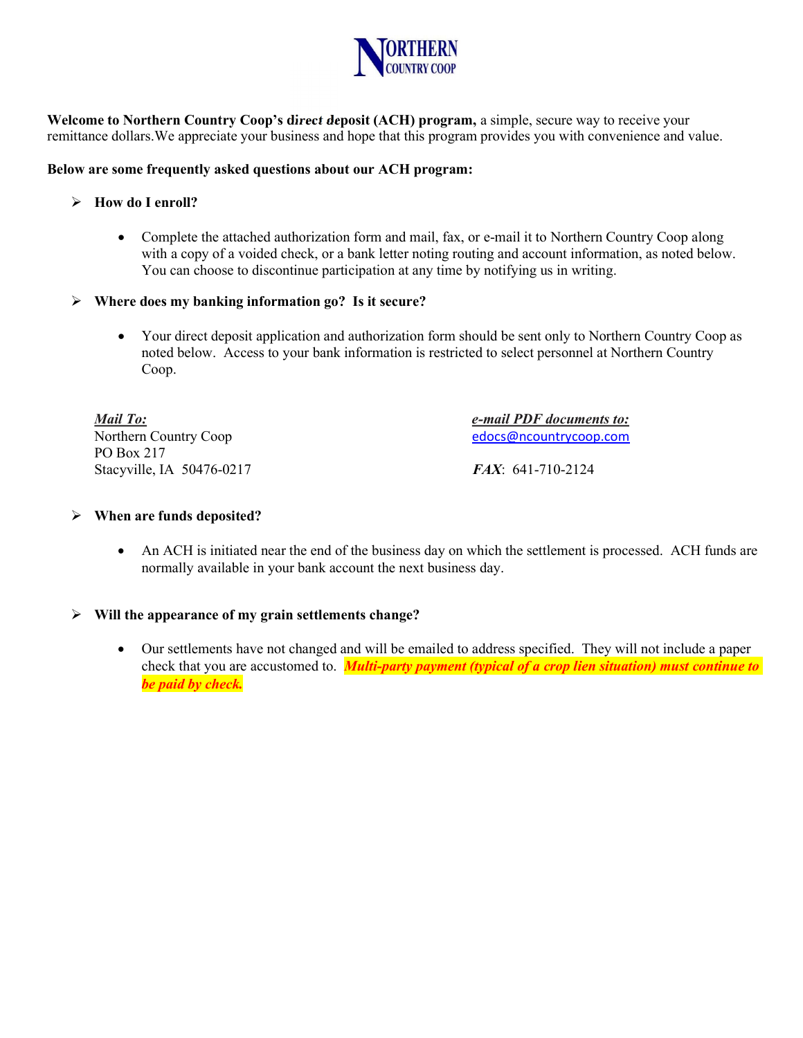# NORTHERN COUNTRY COOP

**Welcome to Northern Country Coop's direct deposit (ACH) program,** a simple, secure way to receive your remittance dollars.We appreciate your business and hope that this program provides you with convenience and value.

**Below are some frequently asked questions about our ACH program:**

- **How do I enroll?**
  - Complete the attached authorization form and mail, fax, or e-mail it to Northern Country Coop along with a copy of a voided check, or a bank letter noting routing and account information, as noted below. You can choose to discontinue participation at any time by notifying us in writing.

- **Where does my banking information go? Is it secure?**
  - Your direct deposit application and authorization form should be sent only to Northern Country Coop as noted below. Access to your bank information is restricted to select personnel at Northern Country Coop.

***Mail To:***
Northern Country Coop
PO Box 217
Stacyville, IA 50476-0217

***e-mail PDF documents to:***
edocs@ncountrycoop.com

***FAX***: 641-710-2124

- **When are funds deposited?**
  - An ACH is initiated near the end of the business day on which the settlement is processed. ACH funds are normally available in your bank account the next business day.

- **Will the appearance of my grain settlements change?**
  - Our settlements have not changed and will be emailed to address specified. They will not include a paper check that you are accustomed to. ***Multi-party payment (typical of a crop lien situation) must continue to be paid by check.***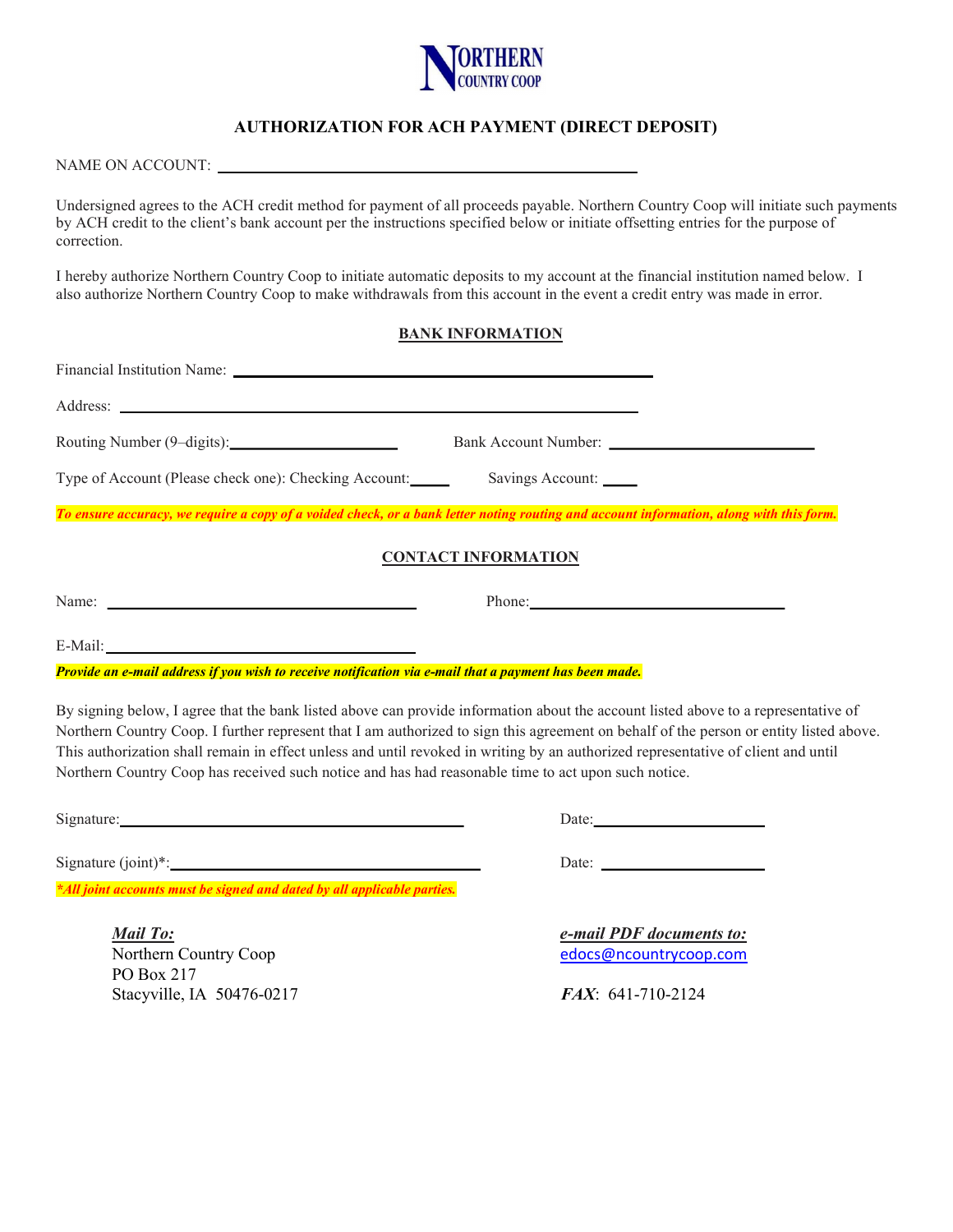NORTHERN COUNTRY COOP

## AUTHORIZATION FOR ACH PAYMENT (DIRECT DEPOSIT)

NAME ON ACCOUNT: ______________________________________________

Undersigned agrees to the ACH credit method for payment of all proceeds payable. Northern Country Coop will initiate such payments by ACH credit to the client's bank account per the instructions specified below or initiate offsetting entries for the purpose of correction.

I hereby authorize Northern Country Coop to initiate automatic deposits to my account at the financial institution named below. I also authorize Northern Country Coop to make withdrawals from this account in the event a credit entry was made in error.

### BANK INFORMATION

Financial Institution Name: ______________________________________________

Address: ______________________________________________

Routing Number (9–digits):____________________ Bank Account Number: ________________________

Type of Account (Please check one): Checking Account:_____ Savings Account: ____

***To ensure accuracy, we require a copy of a voided check, or a bank letter noting routing and account information, along with this form.***

### CONTACT INFORMATION

Name: ____________________________________ Phone:________________________________

E-Mail:____________________________________

***Provide an e-mail address if you wish to receive notification via e-mail that a payment has been made.***

By signing below, I agree that the bank listed above can provide information about the account listed above to a representative of Northern Country Coop. I further represent that I am authorized to sign this agreement on behalf of the person or entity listed above. This authorization shall remain in effect unless and until revoked in writing by an authorized representative of client and until Northern Country Coop has received such notice and has had reasonable time to act upon such notice.

Signature:________________________________________ Date:_____________________

Signature (joint)*:____________________________________ Date: ____________________

****All joint accounts must be signed and dated by all applicable parties.***

***Mail To:***
Northern Country Coop
PO Box 217
Stacyville, IA 50476-0217

***e-mail PDF documents to:***
edocs@ncountrycoop.com

***FAX***: 641-710-2124